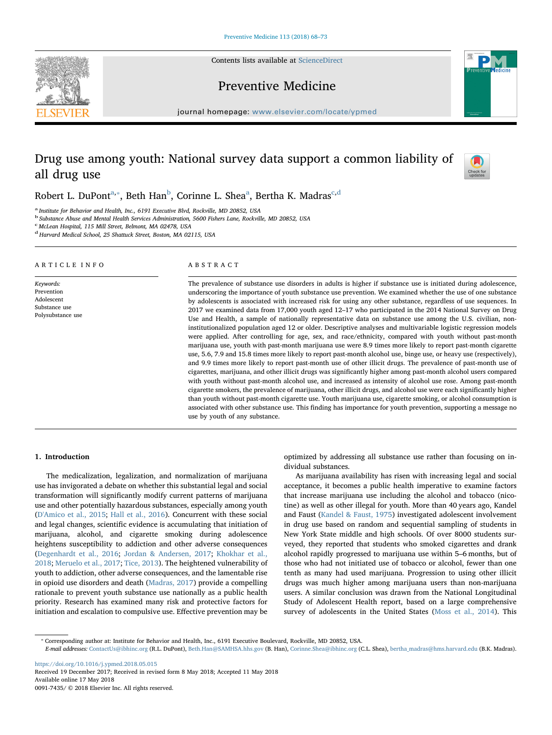# Drug use among youth: National survey data support a common liability of all drug use

Robert L. DuPont[a,*], Beth Han[b], Corinne L. Shea[a], Bertha K. Madras[c,d]

[a] Institute for Behavior and Health, Inc., 6191 Executive Blvd, Rockville, MD 20852, USA
[b] Substance Abuse and Mental Health Services Administration, 5600 Fishers Lane, Rockville, MD 20852, USA
[c] McLean Hospital, 115 Mill Street, Belmont, MA 02478, USA
[d] Harvard Medical School, 25 Shattuck Street, Boston, MA 02115, USA

## ARTICLE INFO

*Keywords:*
Prevention
Adolescent
Substance use
Polysubstance use

## ABSTRACT

The prevalence of substance use disorders in adults is higher if substance use is initiated during adolescence, underscoring the importance of youth substance use prevention. We examined whether the use of one substance by adolescents is associated with increased risk for using any other substance, regardless of use sequences. In 2017 we examined data from 17,000 youth aged 12–17 who participated in the 2014 National Survey on Drug Use and Health, a sample of nationally representative data on substance use among the U.S. civilian, non-institutionalized population aged 12 or older. Descriptive analyses and multivariable logistic regression models were applied. After controlling for age, sex, and race/ethnicity, compared with youth without past-month marijuana use, youth with past-month marijuana use were 8.9 times more likely to report past-month cigarette use, 5.6, 7.9 and 15.8 times more likely to report past-month alcohol use, binge use, or heavy use (respectively), and 9.9 times more likely to report past-month use of other illicit drugs. The prevalence of past-month use of cigarettes, marijuana, and other illicit drugs was significantly higher among past-month alcohol users compared with youth without past-month alcohol use, and increased as intensity of alcohol use rose. Among past-month cigarette smokers, the prevalence of marijuana, other illicit drugs, and alcohol use were each significantly higher than youth without past-month cigarette use. Youth marijuana use, cigarette smoking, or alcohol consumption is associated with other substance use. This finding has importance for youth prevention, supporting a message no use by youth of any substance.

## 1. Introduction

The medicalization, legalization, and normalization of marijuana use has invigorated a debate on whether this substantial legal and social transformation will significantly modify current patterns of marijuana use and other potentially hazardous substances, especially among youth (D'Amico et al., 2015; Hall et al., 2016). Concurrent with these social and legal changes, scientific evidence is accumulating that initiation of marijuana, alcohol, and cigarette smoking during adolescence heightens susceptibility to addiction and other adverse consequences (Degenhardt et al., 2016; Jordan & Andersen, 2017; Khokhar et al., 2018; Meruelo et al., 2017; Tice, 2013). The heightened vulnerability of youth to addiction, other adverse consequences, and the lamentable rise in opioid use disorders and death (Madras, 2017) provide a compelling rationale to prevent youth substance use nationally as a public health priority. Research has examined many risk and protective factors for initiation and escalation to compulsive use. Effective prevention may be optimized by addressing all substance use rather than focusing on individual substances.

As marijuana availability has risen with increasing legal and social acceptance, it becomes a public health imperative to examine factors that increase marijuana use including the alcohol and tobacco (nicotine) as well as other illegal for youth. More than 40 years ago, Kandel and Faust (Kandel & Faust, 1975) investigated adolescent involvement in drug use based on random and sequential sampling of students in New York State middle and high schools. Of over 8000 students surveyed, they reported that students who smoked cigarettes and drank alcohol rapidly progressed to marijuana use within 5–6 months, but of those who had not initiated use of tobacco or alcohol, fewer than one tenth as many had used marijuana. Progression to using other illicit drugs was much higher among marijuana users than non-marijuana users. A similar conclusion was drawn from the National Longitudinal Study of Adolescent Health report, based on a large comprehensive survey of adolescents in the United States (Moss et al., 2014). This

---

* Corresponding author at: Institute for Behavior and Health, Inc., 6191 Executive Boulevard, Rockville, MD 20852, USA.
*E-mail addresses:* ContactUs@ibhinc.org (R.L. DuPont), Beth.Han@SAMHSA.hhs.gov (B. Han), Corinne.Shea@ibhinc.org (C.L. Shea), bertha_madras@hms.harvard.edu (B.K. Madras).

https://doi.org/10.1016/j.ypmed.2018.05.015
Received 19 December 2017; Received in revised form 8 May 2018; Accepted 11 May 2018
Available online 17 May 2018
0091-7435/ © 2018 Elsevier Inc. All rights reserved.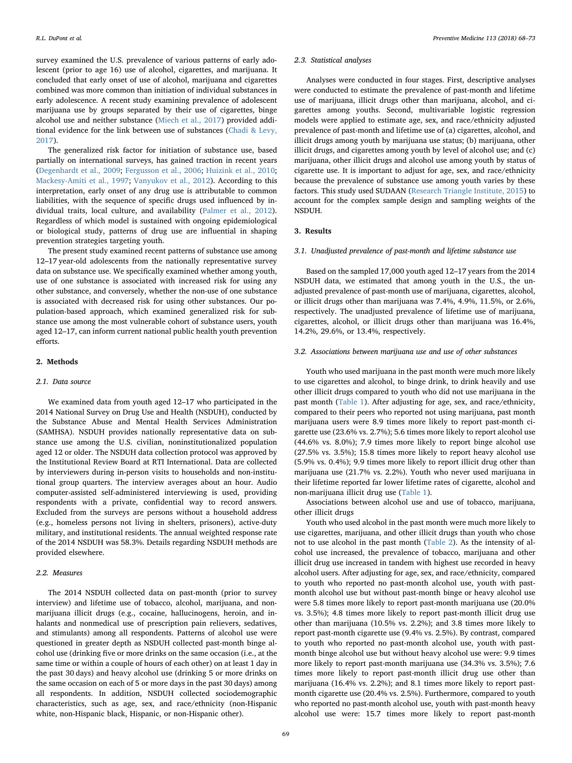survey examined the U.S. prevalence of various patterns of early adolescent (prior to age 16) use of alcohol, cigarettes, and marijuana. It concluded that early onset of use of alcohol, marijuana and cigarettes combined was more common than initiation of individual substances in early adolescence. A recent study examining prevalence of adolescent marijuana use by groups separated by their use of cigarettes, binge alcohol use and neither substance (Miech et al., 2017) provided additional evidence for the link between use of substances (Chadi & Levy, 2017).

The generalized risk factor for initiation of substance use, based partially on international surveys, has gained traction in recent years (Degenhardt et al., 2009; Fergusson et al., 2006; Huizink et al., 2010; Mackesy-Amiti et al., 1997; Vanyukov et al., 2012). According to this interpretation, early onset of any drug use is attributable to common liabilities, with the sequence of specific drugs used influenced by individual traits, local culture, and availability (Palmer et al., 2012). Regardless of which model is sustained with ongoing epidemiological or biological study, patterns of drug use are influential in shaping prevention strategies targeting youth.

The present study examined recent patterns of substance use among 12–17 year-old adolescents from the nationally representative survey data on substance use. We specifically examined whether among youth, use of one substance is associated with increased risk for using any other substance, and conversely, whether the non-use of one substance is associated with decreased risk for using other substances. Our population-based approach, which examined generalized risk for substance use among the most vulnerable cohort of substance users, youth aged 12–17, can inform current national public health youth prevention efforts.

## 2. Methods

### 2.1. Data source

We examined data from youth aged 12–17 who participated in the 2014 National Survey on Drug Use and Health (NSDUH), conducted by the Substance Abuse and Mental Health Services Administration (SAMHSA). NSDUH provides nationally representative data on substance use among the U.S. civilian, noninstitutionalized population aged 12 or older. The NSDUH data collection protocol was approved by the Institutional Review Board at RTI International. Data are collected by interviewers during in-person visits to households and non-institutional group quarters. The interview averages about an hour. Audio computer-assisted self-administered interviewing is used, providing respondents with a private, confidential way to record answers. Excluded from the surveys are persons without a household address (e.g., homeless persons not living in shelters, prisoners), active-duty military, and institutional residents. The annual weighted response rate of the 2014 NSDUH was 58.3%. Details regarding NSDUH methods are provided elsewhere.

### 2.2. Measures

The 2014 NSDUH collected data on past-month (prior to survey interview) and lifetime use of tobacco, alcohol, marijuana, and non-marijuana illicit drugs (e.g., cocaine, hallucinogens, heroin, and inhalants and nonmedical use of prescription pain relievers, sedatives, and stimulants) among all respondents. Patterns of alcohol use were questioned in greater depth as NSDUH collected past-month binge alcohol use (drinking five or more drinks on the same occasion (i.e., at the same time or within a couple of hours of each other) on at least 1 day in the past 30 days) and heavy alcohol use (drinking 5 or more drinks on the same occasion on each of 5 or more days in the past 30 days) among all respondents. In addition, NSDUH collected sociodemographic characteristics, such as age, sex, and race/ethnicity (non-Hispanic white, non-Hispanic black, Hispanic, or non-Hispanic other).

### 2.3. Statistical analyses

Analyses were conducted in four stages. First, descriptive analyses were conducted to estimate the prevalence of past-month and lifetime use of marijuana, illicit drugs other than marijuana, alcohol, and cigarettes among youths. Second, multivariable logistic regression models were applied to estimate age, sex, and race/ethnicity adjusted prevalence of past-month and lifetime use of (a) cigarettes, alcohol, and illicit drugs among youth by marijuana use status; (b) marijuana, other illicit drugs, and cigarettes among youth by level of alcohol use; and (c) marijuana, other illicit drugs and alcohol use among youth by status of cigarette use. It is important to adjust for age, sex, and race/ethnicity because the prevalence of substance use among youth varies by these factors. This study used SUDAAN (Research Triangle Institute, 2015) to account for the complex sample design and sampling weights of the NSDUH.

## 3. Results

### 3.1. Unadjusted prevalence of past-month and lifetime substance use

Based on the sampled 17,000 youth aged 12–17 years from the 2014 NSDUH data, we estimated that among youth in the U.S., the unadjusted prevalence of past-month use of marijuana, cigarettes, alcohol, or illicit drugs other than marijuana was 7.4%, 4.9%, 11.5%, or 2.6%, respectively. The unadjusted prevalence of lifetime use of marijuana, cigarettes, alcohol, or illicit drugs other than marijuana was 16.4%, 14.2%, 29.6%, or 13.4%, respectively.

### 3.2. Associations between marijuana use and use of other substances

Youth who used marijuana in the past month were much more likely to use cigarettes and alcohol, to binge drink, to drink heavily and use other illicit drugs compared to youth who did not use marijuana in the past month (Table 1). After adjusting for age, sex, and race/ethnicity, compared to their peers who reported not using marijuana, past month marijuana users were 8.9 times more likely to report past-month cigarette use (23.6% vs. 2.7%); 5.6 times more likely to report alcohol use (44.6% vs. 8.0%); 7.9 times more likely to report binge alcohol use (27.5% vs. 3.5%); 15.8 times more likely to report heavy alcohol use (5.9% vs. 0.4%); 9.9 times more likely to report illicit drug other than marijuana use (21.7% vs. 2.2%). Youth who never used marijuana in their lifetime reported far lower lifetime rates of cigarette, alcohol and non-marijuana illicit drug use (Table 1).

Associations between alcohol use and use of tobacco, marijuana, other illicit drugs

Youth who used alcohol in the past month were much more likely to use cigarettes, marijuana, and other illicit drugs than youth who chose not to use alcohol in the past month (Table 2). As the intensity of alcohol use increased, the prevalence of tobacco, marijuana and other illicit drug use increased in tandem with highest use recorded in heavy alcohol users. After adjusting for age, sex, and race/ethnicity, compared to youth who reported no past-month alcohol use, youth with past-month alcohol use but without past-month binge or heavy alcohol use were 5.8 times more likely to report past-month marijuana use (20.0% vs. 3.5%); 4.8 times more likely to report past-month illicit drug use other than marijuana (10.5% vs. 2.2%); and 3.8 times more likely to report past-month cigarette use (9.4% vs. 2.5%). By contrast, compared to youth who reported no past-month alcohol use, youth with past-month binge alcohol use but without heavy alcohol use were: 9.9 times more likely to report past-month marijuana use (34.3% vs. 3.5%); 7.6 times more likely to report past-month illicit drug use other than marijuana (16.4% vs. 2.2%); and 8.1 times more likely to report past-month cigarette use (20.4% vs. 2.5%). Furthermore, compared to youth who reported no past-month alcohol use, youth with past-month heavy alcohol use were: 15.7 times more likely to report past-month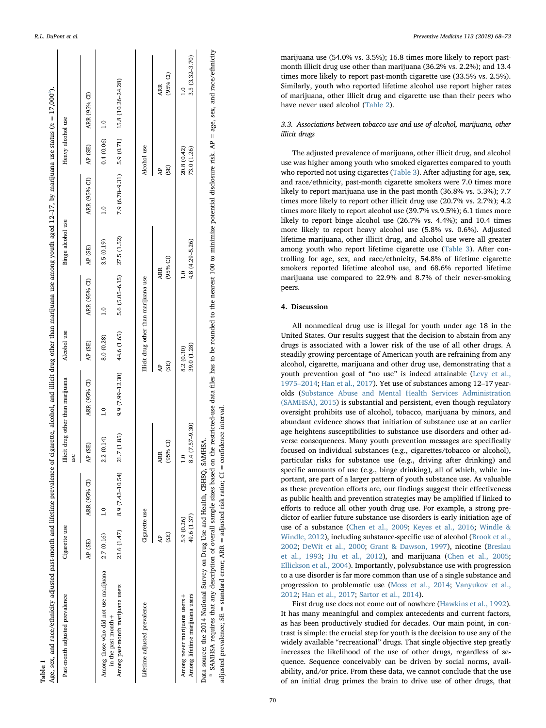**Table 1**
Age, sex, and race/ethnicity adjusted past-month and lifetime prevalence of cigarette, alcohol, and illicit drug other than marijuana use among youth aged 12–17, by marijuana use status (n = 17,000[a]).

| Past-month adjusted prevalence | Cigarette use | | Illicit drug other than marijuana use | | Alcohol use | | Binge alcohol use | | Heavy alcohol use | |
|---|---|---|---|---|---|---|---|---|---|---|
| | AP (SE) | ARR (95% CI) | AP (SE) | ARR (95% CI) | AP (SE) | ARR (95% CI) | AP (SE) | ARR (95% CI) | AP (SE) | ARR (95% CI) |
| Among those who did not use marijuana in the past month + | 2.7 (0.16) | 1.0 | 2.2 (0.14) | 1.0 | 8.0 (0.28) | 1.0 | 3.5 (0.19) | 1.0 | 0.4 (0.06) | 1.0 |
| Among past-month marijuana users | 23.6 (1.47) | 8.9 (7.43–10.54) | 21.7 (1.85) | 9.9 (7.99–12.30) | 44.6 (1.65) | 5.6 (5.05–6.15) | 27.5 (1.52) | 7.9 (6.78–9.31) | 5.9 (0.71) | 15.8 (10.26–24.28) |

| Lifetime adjusted prevalence | Cigarette use | | Illicit drug other than marijuana use | | Alcohol use | |
|---|---|---|---|---|---|---|
| | AP (SE) | ARR (95% CI) | AP (SE) | ARR (95% CI) | AP (SE) | ARR (95% CI) |
| Among never marijuana users + | 5.9 (0.26) | 1.0 | 8.2 (0.30) | 1.0 | 20.8 (0.42) | 1.0 |
| Among lifetime marijuana users | 49.6 (1.37) | 8.4 (7.57–9.30) | 39.0 (1.28) | 4.8 (4.29–5.26) | 73.0 (1.26) | 3.5 (3.32–3.70) |

Data source: the 2014 National Survey on Drug Use and Health, CBHSQ, SAMHSA.

[a] SAMHSA requires that any description of overall sample sizes based on the restricted-use data files has to be rounded to the nearest 100 to minimize potential disclosure risk. AP = age, sex, and race/ethnicity adjusted prevalence; SE = standard error; ARR = adjusted risk ratio; CI = confidence interval.

marijuana use (54.0% vs. 3.5%); 16.8 times more likely to report past-month illicit drug use other than marijuana (36.2% vs. 2.2%); and 13.4 times more likely to report past-month cigarette use (33.5% vs. 2.5%). Similarly, youth who reported lifetime alcohol use report higher rates of marijuana, other illicit drug and cigarette use than their peers who have never used alcohol (Table 2).

### 3.3. Associations between tobacco use and use of alcohol, marijuana, other illicit drugs

The adjusted prevalence of marijuana, other illicit drug, and alcohol use was higher among youth who smoked cigarettes compared to youth who reported not using cigarettes (Table 3). After adjusting for age, sex, and race/ethnicity, past-month cigarette smokers were 7.0 times more likely to report marijuana use in the past month (36.8% vs. 5.3%); 7.7 times more likely to report other illicit drug use (20.7% vs. 2.7%); 4.2 times more likely to report alcohol use (39.7% vs.9.5%); 6.1 times more likely to report binge alcohol use (26.7% vs. 4.4%); and 10.4 times more likely to report heavy alcohol use (5.8% vs. 0.6%). Adjusted lifetime marijuana, other illicit drug, and alcohol use were all greater among youth who report lifetime cigarette use (Table 3). After controlling for age, sex, and race/ethnicity, 54.8% of lifetime cigarette smokers reported lifetime alcohol use, and 68.6% reported lifetime marijuana use compared to 22.9% and 8.7% of their never-smoking peers.

## 4. Discussion

All nonmedical drug use is illegal for youth under age 18 in the United States. Our results suggest that the decision to abstain from any drugs is associated with a lower risk of the use of all other drugs. A steadily growing percentage of American youth are refraining from any alcohol, cigarette, marijuana and other drug use, demonstrating that a youth prevention goal of "no use" is indeed attainable (Levy et al., 1975–2014; Han et al., 2017). Yet use of substances among 12–17 year-olds (Substance Abuse and Mental Health Services Administration (SAMHSA), 2015) is substantial and persistent, even though regulatory oversight prohibits use of alcohol, tobacco, marijuana by minors, and abundant evidence shows that initiation of substance use at an earlier age heightens susceptibilities to substance use disorders and other adverse consequences. Many youth prevention messages are specifically focused on individual substances (e.g., cigarettes/tobacco or alcohol), particular risks for substance use (e.g., driving after drinking) and specific amounts of use (e.g., binge drinking), all of which, while important, are part of a larger pattern of youth substance use. As valuable as these prevention efforts are, our findings suggest their effectiveness as public health and prevention strategies may be amplified if linked to efforts to reduce all other youth drug use. For example, a strong predictor of earlier future substance use disorders is early initiation age of use of a substance (Chen et al., 2009; Keyes et al., 2016; Windle & Windle, 2012), including substance-specific use of alcohol (Brook et al., 2002; DeWit et al., 2000; Grant & Dawson, 1997), nicotine (Breslau et al., 1993; Hu et al., 2012), and marijuana (Chen et al., 2005; Ellickson et al., 2004). Importantly, polysubstance use with progression to a use disorder is far more common than use of a single substance and progression to problematic use (Moss et al., 2014; Vanyukov et al., 2012; Han et al., 2017; Sartor et al., 2014).

First drug use does not come out of nowhere (Hawkins et al., 1992). It has many meaningful and complex antecedents and current factors, as has been productively studied for decades. Our main point, in contrast is simple: the crucial step for youth is the decision to use any of the widely available "recreational" drugs. That single objective step greatly increases the likelihood of the use of other drugs, regardless of sequence. Sequence conceivably can be driven by social norms, availability, and/or price. From these data, we cannot conclude that the use of an initial drug primes the brain to drive use of other drugs, that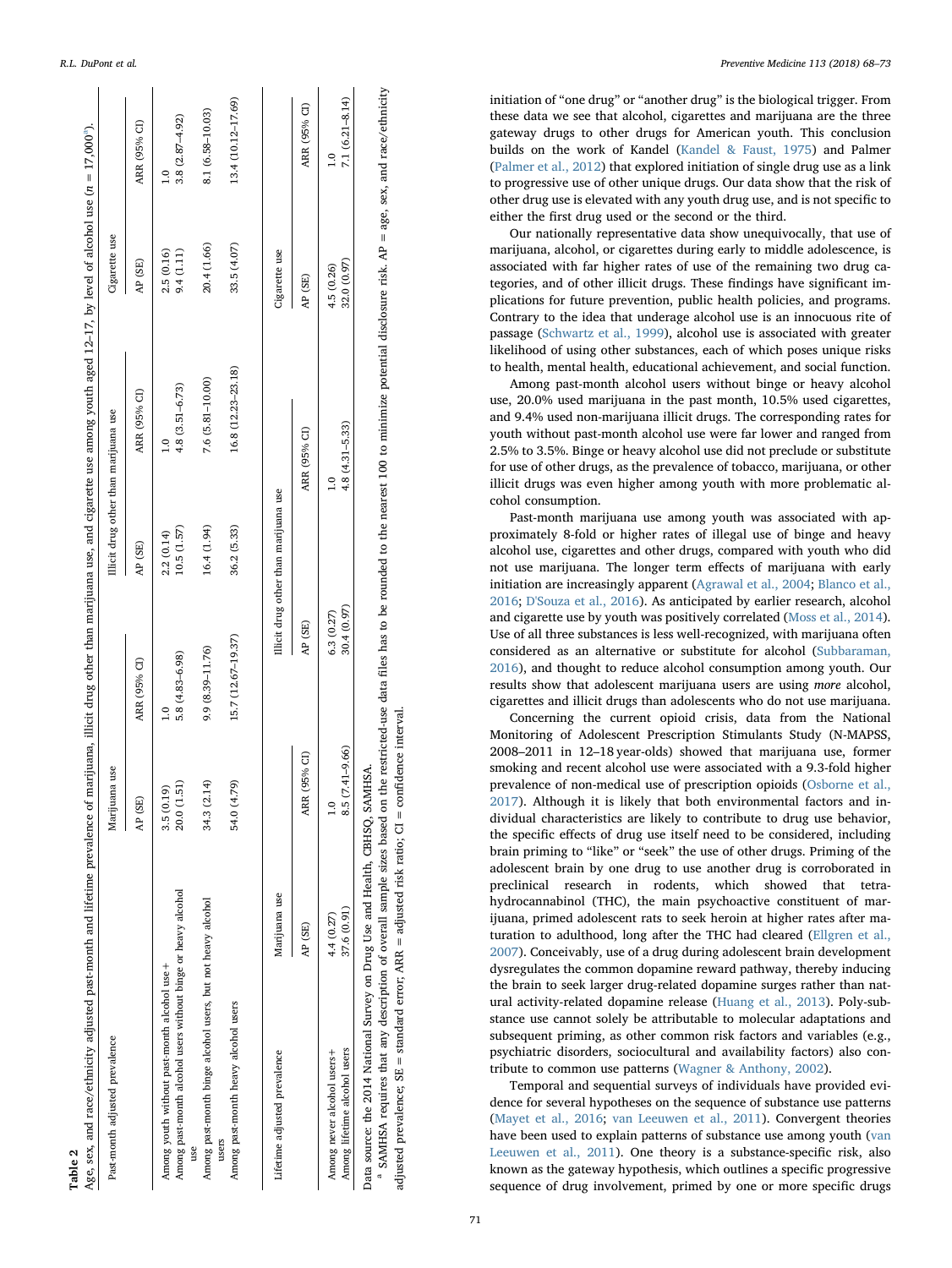**Table 2**

Age, sex, and race/ethnicity adjusted past-month and lifetime prevalence of marijuana, illicit drug other than marijuana use, and cigarette use among youth aged 12–17, by level of alcohol use (n = 17,000[a]).

| Past-month adjusted prevalence | Marijuana use | | Illicit drug other than marijuana use | | Cigarette use | |
|---|---|---|---|---|---|---|
| | AP (SE) | ARR (95% CI) | AP (SE) | ARR (95% CI) | AP (SE) | ARR (95% CI) |
| Among youth without past-month alcohol use+ | 3.5 (0.19) | 1.0 | 2.2 (0.14) | 1.0 | 2.5 (0.16) | 1.0 |
| Among past-month alcohol users without binge or heavy alcohol use | 20.0 (1.51) | 5.8 (4.83–6.98) | 10.5 (1.57) | 4.8 (3.51–6.73) | 9.4 (1.11) | 3.8 (2.87–4.92) |
| Among past-month binge alcohol users, but not heavy alcohol users | 34.3 (2.14) | 9.9 (8.39–11.76) | 16.4 (1.94) | 7.6 (5.81–10.00) | 20.4 (1.66) | 8.1 (6.58–10.03) |
| Among past-month heavy alcohol users | 54.0 (4.79) | 15.7 (12.67–19.37) | 36.2 (5.33) | 16.8 (12.23–23.18) | 33.5 (4.07) | 13.4 (10.12–17.69) |

| Lifetime adjusted prevalence | Marijuana use | | Illicit drug other than marijuana use | | Cigarette use | |
|---|---|---|---|---|---|---|
| | AP (SE) | ARR (95% CI) | AP (SE) | ARR (95% CI) | AP (SE) | ARR (95% CI) |
| Among never alcohol users+ | 4.4 (0.27) | 1.0 | 6.3 (0.27) | 1.0 | 4.5 (0.26) | 1.0 |
| Among lifetime alcohol users | 37.6 (0.91) | 8.5 (7.41–9.66) | 30.4 (0.97) | 4.8 (4.31–5.33) | 32.0 (0.97) | 7.1 (6.21–8.14) |

Data source: the 2014 National Survey on Drug Use and Health, CBHSQ, SAMHSA.

[a] SAMHSA requires that any description of overall sample sizes based on the restricted-use data files has to be rounded to the nearest 100 to minimize potential disclosure risk. AP = age, sex, and race/ethnicity adjusted prevalence; SE = standard error; ARR = adjusted risk ratio; CI = confidence interval.

initiation of "one drug" or "another drug" is the biological trigger. From these data we see that alcohol, cigarettes and marijuana are the three gateway drugs to other drugs for American youth. This conclusion builds on the work of Kandel (Kandel & Faust, 1975) and Palmer (Palmer et al., 2012) that explored initiation of single drug use as a link to progressive use of other unique drugs. Our data show that the risk of other drug use is elevated with any youth drug use, and is not specific to either the first drug used or the second or the third.

Our nationally representative data show unequivocally, that use of marijuana, alcohol, or cigarettes during early to middle adolescence, is associated with far higher rates of use of the remaining two drug categories, and of other illicit drugs. These findings have significant implications for future prevention, public health policies, and programs. Contrary to the idea that underage alcohol use is an innocuous rite of passage (Schwartz et al., 1999), alcohol use is associated with greater likelihood of using other substances, each of which poses unique risks to health, mental health, educational achievement, and social function.

Among past-month alcohol users without binge or heavy alcohol use, 20.0% used marijuana in the past month, 10.5% used cigarettes, and 9.4% used non-marijuana illicit drugs. The corresponding rates for youth without past-month alcohol use were far lower and ranged from 2.5% to 3.5%. Binge or heavy alcohol use did not preclude or substitute for use of other drugs, as the prevalence of tobacco, marijuana, or other illicit drugs was even higher among youth with more problematic alcohol consumption.

Past-month marijuana use among youth was associated with approximately 8-fold or higher rates of illegal use of binge and heavy alcohol use, cigarettes and other drugs, compared with youth who did not use marijuana. The longer term effects of marijuana with early initiation are increasingly apparent (Agrawal et al., 2004; Blanco et al., 2016; D'Souza et al., 2016). As anticipated by earlier research, alcohol and cigarette use by youth was positively correlated (Moss et al., 2014). Use of all three substances is less well-recognized, with marijuana often considered as an alternative or substitute for alcohol (Subbaraman, 2016), and thought to reduce alcohol consumption among youth. Our results show that adolescent marijuana users are using *more* alcohol, cigarettes and illicit drugs than adolescents who do not use marijuana.

Concerning the current opioid crisis, data from the National Monitoring of Adolescent Prescription Stimulants Study (N-MAPSS, 2008–2011 in 12–18 year-olds) showed that marijuana use, former smoking and recent alcohol use were associated with a 9.3-fold higher prevalence of non-medical use of prescription opioids (Osborne et al., 2017). Although it is likely that both environmental factors and individual characteristics are likely to contribute to drug use behavior, the specific effects of drug use itself need to be considered, including brain priming to "like" or "seek" the use of other drugs. Priming of the adolescent brain by one drug to use another drug is corroborated in preclinical research in rodents, which showed that tetrahydrocannabinol (THC), the main psychoactive constituent of marijuana, primed adolescent rats to seek heroin at higher rates after maturation to adulthood, long after the THC had cleared (Ellgren et al., 2007). Conceivably, use of a drug during adolescent brain development dysregulates the common dopamine reward pathway, thereby inducing the brain to seek larger drug-related dopamine surges rather than natural activity-related dopamine release (Huang et al., 2013). Poly-substance use cannot solely be attributable to molecular adaptations and subsequent priming, as other common risk factors and variables (e.g., psychiatric disorders, sociocultural and availability factors) also contribute to common use patterns (Wagner & Anthony, 2002).

Temporal and sequential surveys of individuals have provided evidence for several hypotheses on the sequence of substance use patterns (Mayet et al., 2016; van Leeuwen et al., 2011). Convergent theories have been used to explain patterns of substance use among youth (van Leeuwen et al., 2011). One theory is a substance-specific risk, also known as the gateway hypothesis, which outlines a specific progressive sequence of drug involvement, primed by one or more specific drugs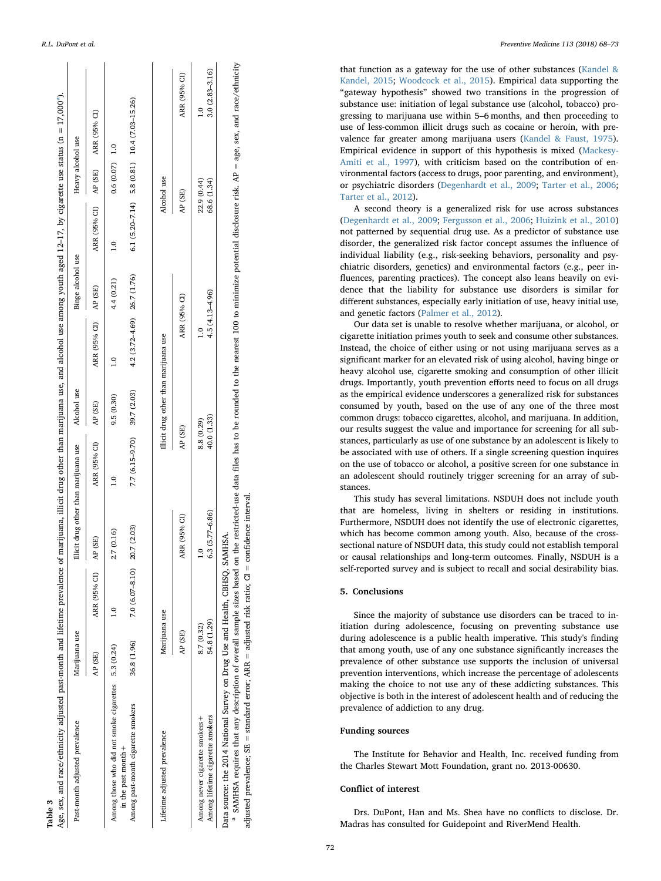**Table 3**

Age, sex, and race/ethnicity adjusted past-month and lifetime prevalence of marijuana, illicit drug other than marijuana use, and alcohol use among youth aged 12–17, by cigarette use status (n = 17,000[a]).

| Past-month adjusted prevalence | Marijuana use | | Illicit drug other than marijuana use | | Alcohol use | | Binge alcohol use | | Heavy alcohol use | |
|---|---|---|---|---|---|---|---|---|---|---|
| | AP (SE) | ARR (95% CI) | AP (SE) | ARR (95% CI) | AP (SE) | ARR (95% CI) | AP (SE) | ARR (95% CI) | AP (SE) | ARR (95% CI) |
| Among those who did not smoke cigarettes in the past month + | 5.3 (0.24) | 1.0 | 2.7 (0.16) | 1.0 | 9.5 (0.30) | 1.0 | 4.4 (0.21) | 1.0 | 0.6 (0.07) | 1.0 |
| Among past-month cigarette smokers | 36.8 (1.96) | 7.0 (6.07–8.10) | 20.7 (2.03) | 7.7 (6.15–9.70) | 39.7 (2.03) | 4.2 (3.72–4.69) | 26.7 (1.76) | 6.1 (5.20–7.14) | 5.8 (0.81) | 10.4 (7.03–15.26) |

| Lifetime adjusted prevalence | Marijuana use | | Illicit drug other than marijuana use | | Alcohol use | |
|---|---|---|---|---|---|---|
| | AP (SE) | ARR (95% CI) | AP (SE) | ARR (95% CI) | AP (SE) | ARR (95% CI) |
| Among never cigarette smokers + | 8.7 (0.32) | 1.0 | 8.8 (0.29) | 1.0 | 22.9 (0.44) | 1.0 |
| Among lifetime cigarette smokers | 54.8 (1.29) | 6.3 (5.77–6.86) | 40.0 (1.33) | 4.5 (4.13–4.96) | 68.6 (1.34) | 3.0 (2.83–3.16) |

Data source: the 2014 National Survey on Drug Use and Health, CBHSQ, SAMHSA.

[a] SAMHSA requires that any description of overall sample sizes based on the restricted-use data files has to be rounded to the nearest 100 to minimize potential disclosure risk. AP = age, sex, and race/ethnicity adjusted prevalence; SE = standard error; ARR = adjusted risk ratio; CI = confidence interval.

that function as a gateway for the use of other substances (Kandel & Kandel, 2015; Woodcock et al., 2015). Empirical data supporting the "gateway hypothesis" showed two transitions in the progression of substance use: initiation of legal substance use (alcohol, tobacco) progressing to marijuana use within 5–6 months, and then proceeding to use of less-common illicit drugs such as cocaine or heroin, with prevalence far greater among marijuana users (Kandel & Faust, 1975). Empirical evidence in support of this hypothesis is mixed (Mackesy-Amiti et al., 1997), with criticism based on the contribution of environmental factors (access to drugs, poor parenting, and environment), or psychiatric disorders (Degenhardt et al., 2009; Tarter et al., 2006; Tarter et al., 2012).

A second theory is a generalized risk for use across substances (Degenhardt et al., 2009; Fergusson et al., 2006; Huizink et al., 2010) not patterned by sequential drug use. As a predictor of substance use disorder, the generalized risk factor concept assumes the influence of individual liability (e.g., risk-seeking behaviors, personality and psychiatric disorders, genetics) and environmental factors (e.g., peer influences, parenting practices). The concept also leans heavily on evidence that the liability for substance use disorders is similar for different substances, especially early initiation of use, heavy initial use, and genetic factors (Palmer et al., 2012).

Our data set is unable to resolve whether marijuana, or alcohol, or cigarette initiation primes youth to seek and consume other substances. Instead, the choice of either using or not using marijuana serves as a significant marker for an elevated risk of using alcohol, having binge or heavy alcohol use, cigarette smoking and consumption of other illicit drugs. Importantly, youth prevention efforts need to focus on all drugs as the empirical evidence underscores a generalized risk for substances consumed by youth, based on the use of any one of the three most common drugs: tobacco cigarettes, alcohol, and marijuana. In addition, our results suggest the value and importance for screening for all substances, particularly as use of one substance by an adolescent is likely to be associated with use of others. If a single screening question inquires on the use of tobacco or alcohol, a positive screen for one substance in an adolescent should routinely trigger screening for an array of substances.

This study has several limitations. NSDUH does not include youth that are homeless, living in shelters or residing in institutions. Furthermore, NSDUH does not identify the use of electronic cigarettes, which has become common among youth. Also, because of the cross-sectional nature of NSDUH data, this study could not establish temporal or causal relationships and long-term outcomes. Finally, NSDUH is a self-reported survey and is subject to recall and social desirability bias.

## 5. Conclusions

Since the majority of substance use disorders can be traced to initiation during adolescence, focusing on preventing substance use during adolescence is a public health imperative. This study's finding that among youth, use of any one substance significantly increases the prevalence of other substance use supports the inclusion of universal prevention interventions, which increase the percentage of adolescents making the choice to not use any of these addicting substances. This objective is both in the interest of adolescent health and of reducing the prevalence of addiction to any drug.

## Funding sources

The Institute for Behavior and Health, Inc. received funding from the Charles Stewart Mott Foundation, grant no. 2013-00630.

## Conflict of interest

Drs. DuPont, Han and Ms. Shea have no conflicts to disclose. Dr. Madras has consulted for Guidepoint and RiverMend Health.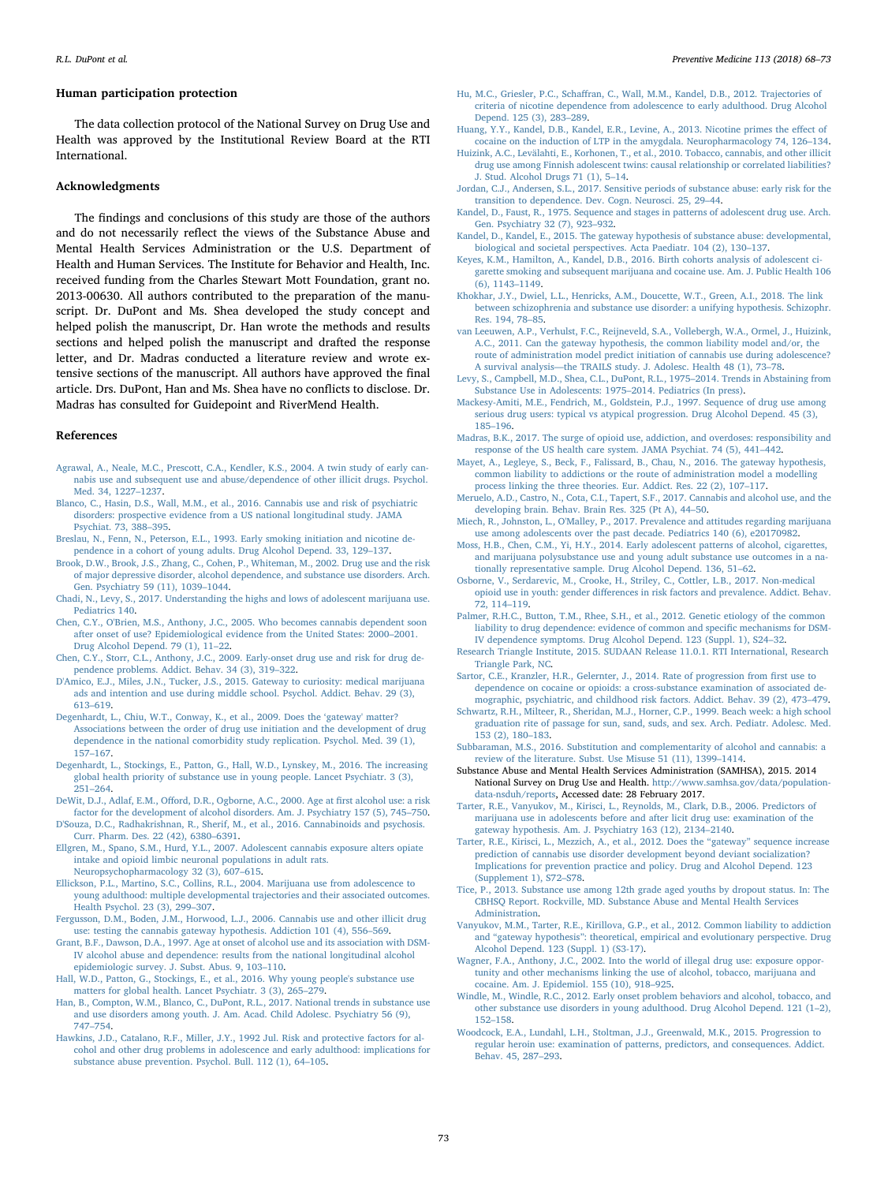## Human participation protection

The data collection protocol of the National Survey on Drug Use and Health was approved by the Institutional Review Board at the RTI International.

## Acknowledgments

The findings and conclusions of this study are those of the authors and do not necessarily reflect the views of the Substance Abuse and Mental Health Services Administration or the U.S. Department of Health and Human Services. The Institute for Behavior and Health, Inc. received funding from the Charles Stewart Mott Foundation, grant no. 2013-00630. All authors contributed to the preparation of the manuscript. Dr. DuPont and Ms. Shea developed the study concept and helped polish the manuscript, Dr. Han wrote the methods and results sections and helped polish the manuscript and drafted the response letter, and Dr. Madras conducted a literature review and wrote extensive sections of the manuscript. All authors have approved the final article. Drs. DuPont, Han and Ms. Shea have no conflicts to disclose. Dr. Madras has consulted for Guidepoint and RiverMend Health.

## References

Agrawal, A., Neale, M.C., Prescott, C.A., Kendler, K.S., 2004. A twin study of early cannabis use and subsequent use and abuse/dependence of other illicit drugs. Psychol. Med. 34, 1227–1237.

Blanco, C., Hasin, D.S., Wall, M.M., et al., 2016. Cannabis use and risk of psychiatric disorders: prospective evidence from a US national longitudinal study. JAMA Psychiat. 73, 388–395.

Breslau, N., Fenn, N., Peterson, E.L., 1993. Early smoking initiation and nicotine dependence in a cohort of young adults. Drug Alcohol Depend. 33, 129–137.

Brook, D.W., Brook, J.S., Zhang, C., Cohen, P., Whiteman, M., 2002. Drug use and the risk of major depressive disorder, alcohol dependence, and substance use disorders. Arch. Gen. Psychiatry 59 (11), 1039–1044.

Chadi, N., Levy, S., 2017. Understanding the highs and lows of adolescent marijuana use. Pediatrics 140.

Chen, C.Y., O'Brien, M.S., Anthony, J.C., 2005. Who becomes cannabis dependent soon after onset of use? Epidemiological evidence from the United States: 2000–2001. Drug Alcohol Depend. 79 (1), 11–22.

Chen, C.Y., Storr, C.L., Anthony, J.C., 2009. Early-onset drug use and risk for drug dependence problems. Addict. Behav. 34 (3), 319–322.

D'Amico, E.J., Miles, J.N., Tucker, J.S., 2015. Gateway to curiosity: medical marijuana ads and intention and use during middle school. Psychol. Addict. Behav. 29 (3), 613–619.

Degenhardt, L., Chiu, W.T., Conway, K., et al., 2009. Does the 'gateway' matter? Associations between the order of drug use initiation and the development of drug dependence in the national comorbidity study replication. Psychol. Med. 39 (1), 157–167.

Degenhardt, L., Stockings, E., Patton, G., Hall, W.D., Lynskey, M., 2016. The increasing global health priority of substance use in young people. Lancet Psychiatr. 3 (3), 251–264.

DeWit, D.J., Adlaf, E.M., Offord, D.R., Ogborne, A.C., 2000. Age at first alcohol use: a risk factor for the development of alcohol disorders. Am. J. Psychiatry 157 (5), 745–750.

D'Souza, D.C., Radhakrishnan, R., Sherif, M., et al., 2016. Cannabinoids and psychosis. Curr. Pharm. Des. 22 (42), 6380–6391.

Ellgren, M., Spano, S.M., Hurd, Y.L., 2007. Adolescent cannabis exposure alters opiate intake and opioid limbic neuronal populations in adult rats. Neuropsychopharmacology 32 (3), 607–615.

Ellickson, P.L., Martino, S.C., Collins, R.L., 2004. Marijuana use from adolescence to young adulthood: multiple developmental trajectories and their associated outcomes. Health Psychol. 23 (3), 299–307.

Fergusson, D.M., Boden, J.M., Horwood, L.J., 2006. Cannabis use and other illicit drug use: testing the cannabis gateway hypothesis. Addiction 101 (4), 556–569.

Grant, B.F., Dawson, D.A., 1997. Age at onset of alcohol use and its association with DSM-IV alcohol abuse and dependence: results from the national longitudinal alcohol epidemiologic survey. J. Subst. Abus. 9, 103–110.

Hall, W.D., Patton, G., Stockings, E., et al., 2016. Why young people's substance use matters for global health. Lancet Psychiatr. 3 (3), 265–279.

Han, B., Compton, W.M., Blanco, C., DuPont, R.L., 2017. National trends in substance use and use disorders among youth. J. Am. Acad. Child Adolesc. Psychiatry 56 (9), 747–754.

Hawkins, J.D., Catalano, R.F., Miller, J.Y., 1992 Jul. Risk and protective factors for alcohol and other drug problems in adolescence and early adulthood: implications for substance abuse prevention. Psychol. Bull. 112 (1), 64–105.

Hu, M.C., Griesler, P.C., Schaffran, C., Wall, M.M., Kandel, D.B., 2012. Trajectories of criteria of nicotine dependence from adolescence to early adulthood. Drug Alcohol Depend. 125 (3), 283–289.

Huang, Y.Y., Kandel, D.B., Kandel, E.R., Levine, A., 2013. Nicotine primes the effect of cocaine on the induction of LTP in the amygdala. Neuropharmacology 74, 126–134.

Huizink, A.C., Levälahti, E., Korhonen, T., et al., 2010. Tobacco, cannabis, and other illicit drug use among Finnish adolescent twins: causal relationship or correlated liabilities? J. Stud. Alcohol Drugs 71 (1), 5–14.

Jordan, C.J., Andersen, S.L., 2017. Sensitive periods of substance abuse: early risk for the transition to dependence. Dev. Cogn. Neurosci. 25, 29–44.

Kandel, D., Faust, R., 1975. Sequence and stages in patterns of adolescent drug use. Arch. Gen. Psychiatry 32 (7), 923–932.

Kandel, D., Kandel, E., 2015. The gateway hypothesis of substance abuse: developmental, biological and societal perspectives. Acta Paediatr. 104 (2), 130–137.

Keyes, K.M., Hamilton, A., Kandel, D.B., 2016. Birth cohorts analysis of adolescent cigarette smoking and subsequent marijuana and cocaine use. Am. J. Public Health 106 (6), 1143–1149.

Khokhar, J.Y., Dwiel, L.L., Henricks, A.M., Doucette, W.T., Green, A.I., 2018. The link between schizophrenia and substance use disorder: a unifying hypothesis. Schizophr. Res. 194, 78–85.

van Leeuwen, A.P., Verhulst, F.C., Reijneveld, S.A., Vollebergh, W.A., Ormel, J., Huizink, A.C., 2011. Can the gateway hypothesis, the common liability model and/or, the route of administration model predict initiation of cannabis use during adolescence? A survival analysis—the TRAILS study. J. Adolesc. Health 48 (1), 73–78.

Levy, S., Campbell, M.D., Shea, C.L., DuPont, R.L., 1975–2014. Trends in Abstaining from Substance Use in Adolescents: 1975–2014. Pediatrics (In press).

Mackesy-Amiti, M.E., Fendrich, M., Goldstein, P.J., 1997. Sequence of drug use among serious drug users: typical vs atypical progression. Drug Alcohol Depend. 45 (3), 185–196.

Madras, B.K., 2017. The surge of opioid use, addiction, and overdoses: responsibility and response of the US health care system. JAMA Psychiat. 74 (5), 441–442.

Mayet, A., Legleye, S., Beck, F., Falissard, B., Chau, N., 2016. The gateway hypothesis, common liability to addictions or the route of administration model a modelling process linking the three theories. Eur. Addict. Res. 22 (2), 107–117.

Meruelo, A.D., Castro, N., Cota, C.I., Tapert, S.F., 2017. Cannabis and alcohol use, and the developing brain. Behav. Brain Res. 325 (Pt A), 44–50.

Miech, R., Johnston, L., O'Malley, P., 2017. Prevalence and attitudes regarding marijuana use among adolescents over the past decade. Pediatrics 140 (6), e20170982.

Moss, H.B., Chen, C.M., Yi, H.Y., 2014. Early adolescent patterns of alcohol, cigarettes, and marijuana polysubstance use and young adult substance use outcomes in a nationally representative sample. Drug Alcohol Depend. 136, 51–62.

Osborne, V., Serdarevic, M., Crooke, H., Striley, C., Cottler, L.B., 2017. Non-medical opioid use in youth: gender differences in risk factors and prevalence. Addict. Behav. 72, 114–119.

Palmer, R.H.C., Button, T.M., Rhee, S.H., et al., 2012. Genetic etiology of the common liability to drug dependence: evidence of common and specific mechanisms for DSM-IV dependence symptoms. Drug Alcohol Depend. 123 (Suppl. 1), S24–32.

Research Triangle Institute, 2015. SUDAAN Release 11.0.1. RTI International, Research Triangle Park, NC.

Sartor, C.E., Kranzler, H.R., Gelernter, J., 2014. Rate of progression from first use to dependence on cocaine or opioids: a cross-substance examination of associated demographic, psychiatric, and childhood risk factors. Addict. Behav. 39 (2), 473–479.

Schwartz, R.H., Milteer, R., Sheridan, M.J., Horner, C.P., 1999. Beach week: a high school graduation rite of passage for sun, sand, suds, and sex. Arch. Pediatr. Adolesc. Med. 153 (2), 180–183.

Subbaraman, M.S., 2016. Substitution and complementarity of alcohol and cannabis: a review of the literature. Subst. Use Misuse 51 (11), 1399–1414.

Substance Abuse and Mental Health Services Administration (SAMHSA), 2015. 2014 National Survey on Drug Use and Health. http://www.samhsa.gov/data/population-data-nsduh/reports, Accessed date: 28 February 2017.

Tarter, R.E., Vanyukov, M., Kirisci, L., Reynolds, M., Clark, D.B., 2006. Predictors of marijuana use in adolescents before and after licit drug use: examination of the gateway hypothesis. Am. J. Psychiatry 163 (12), 2134–2140.

Tarter, R.E., Kirisci, L., Mezzich, A., et al., 2012. Does the "gateway" sequence increase prediction of cannabis use disorder development beyond deviant socialization? Implications for prevention practice and policy. Drug and Alcohol Depend. 123 (Supplement 1), S72–S78.

Tice, P., 2013. Substance use among 12th grade aged youths by dropout status. In: The CBHSQ Report. Rockville, MD. Substance Abuse and Mental Health Services Administration.

Vanyukov, M.M., Tarter, R.E., Kirillova, G.P., et al., 2012. Common liability to addiction and "gateway hypothesis": theoretical, empirical and evolutionary perspective. Drug Alcohol Depend. 123 (Suppl. 1) (S3-17).

Wagner, F.A., Anthony, J.C., 2002. Into the world of illegal drug use: exposure opportunity and other mechanisms linking the use of alcohol, tobacco, marijuana and cocaine. Am. J. Epidemiol. 155 (10), 918–925.

Windle, M., Windle, R.C., 2012. Early onset problem behaviors and alcohol, tobacco, and other substance use disorders in young adulthood. Drug Alcohol Depend. 121 (1–2), 152–158.

Woodcock, E.A., Lundahl, L.H., Stoltman, J.J., Greenwald, M.K., 2015. Progression to regular heroin use: examination of patterns, predictors, and consequences. Addict. Behav. 45, 287–293.